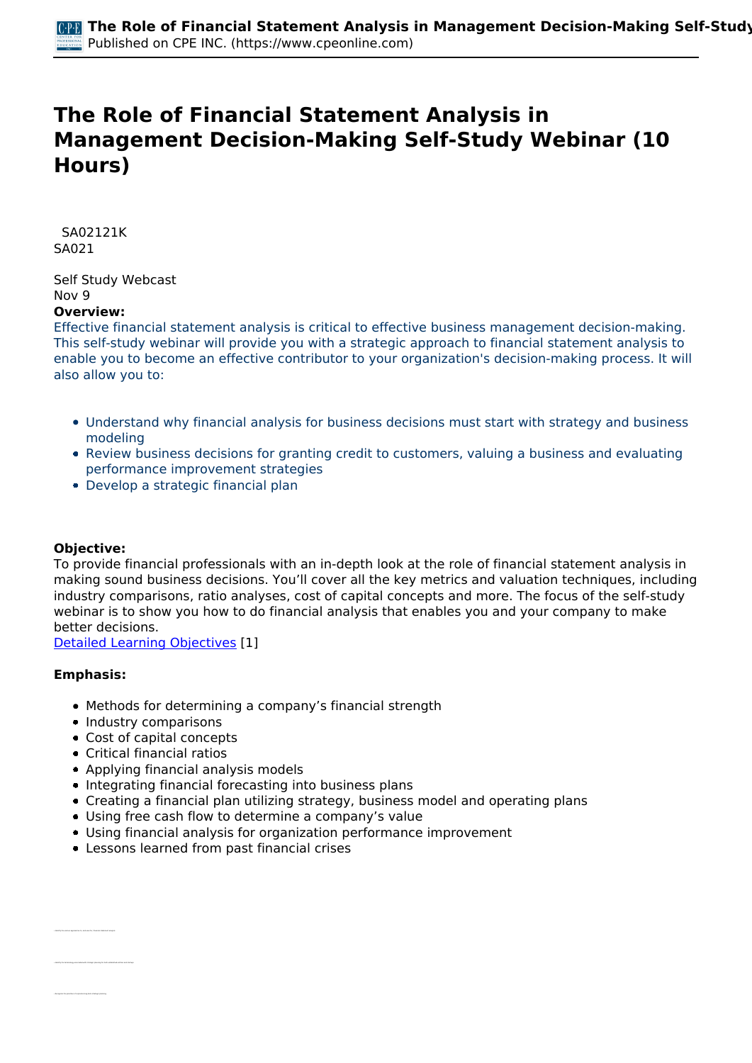# The Role of Financial Statement Analysis in Management Decision-Making Self-Study Webinar (10 Hours)

SA02121K
SA021

Self Study Webcast
Nov 9

**Overview:**

Effective financial statement analysis is critical to effective business management decision-making. This self-study webinar will provide you with a strategic approach to financial statement analysis to enable you to become an effective contributor to your organization's decision-making process. It will also allow you to:

- Understand why financial analysis for business decisions must start with strategy and business modeling
- Review business decisions for granting credit to customers, valuing a business and evaluating performance improvement strategies
- Develop a strategic financial plan

**Objective:**

To provide financial professionals with an in-depth look at the role of financial statement analysis in making sound business decisions. You'll cover all the key metrics and valuation techniques, including industry comparisons, ratio analyses, cost of capital concepts and more. The focus of the self-study webinar is to show you how to do financial analysis that enables you and your company to make better decisions.

Detailed Learning Objectives [1]

**Emphasis:**

- Methods for determining a company's financial strength
- Industry comparisons
- Cost of capital concepts
- Critical financial ratios
- Applying financial analysis models
- Integrating financial forecasting into business plans
- Creating a financial plan utilizing strategy, business model and operating plans
- Using free cash flow to determine a company's value
- Using financial analysis for organization performance improvement
- Lessons learned from past financial crises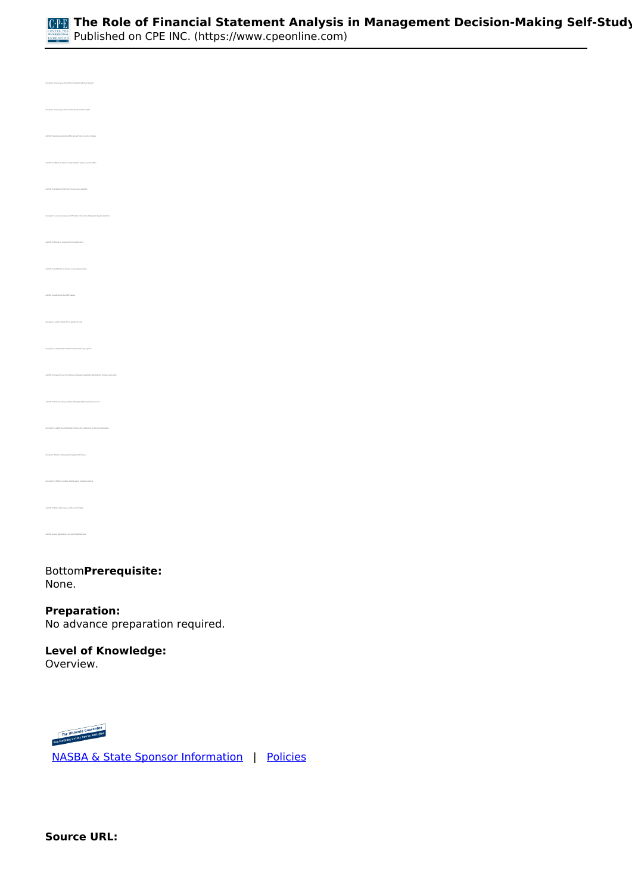Bottom**Prerequisite:**
None.

**Preparation:**
No advance preparation required.

**Level of Knowledge:**
Overview.

NASBA & State Sponsor Information | Policies

**Source URL:**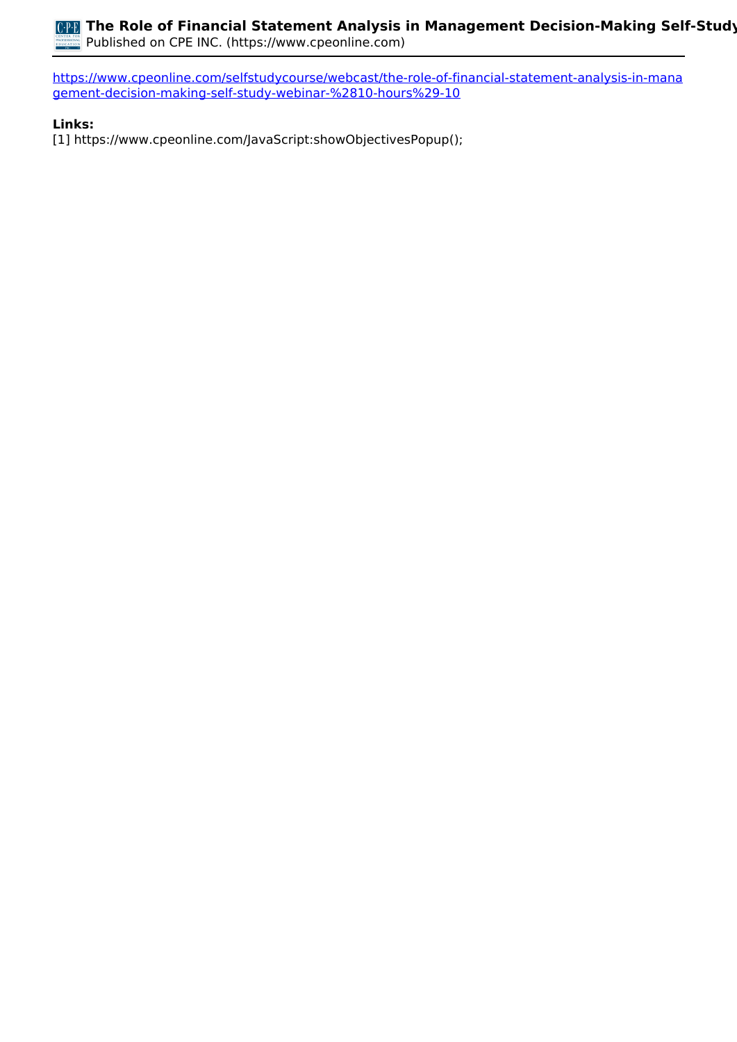https://www.cpeonline.com/selfstudycourse/webcast/the-role-of-financial-statement-analysis-in-management-decision-making-self-study-webinar-%2810-hours%29-10

**Links:**
[1] https://www.cpeonline.com/JavaScript:showObjectivesPopup();